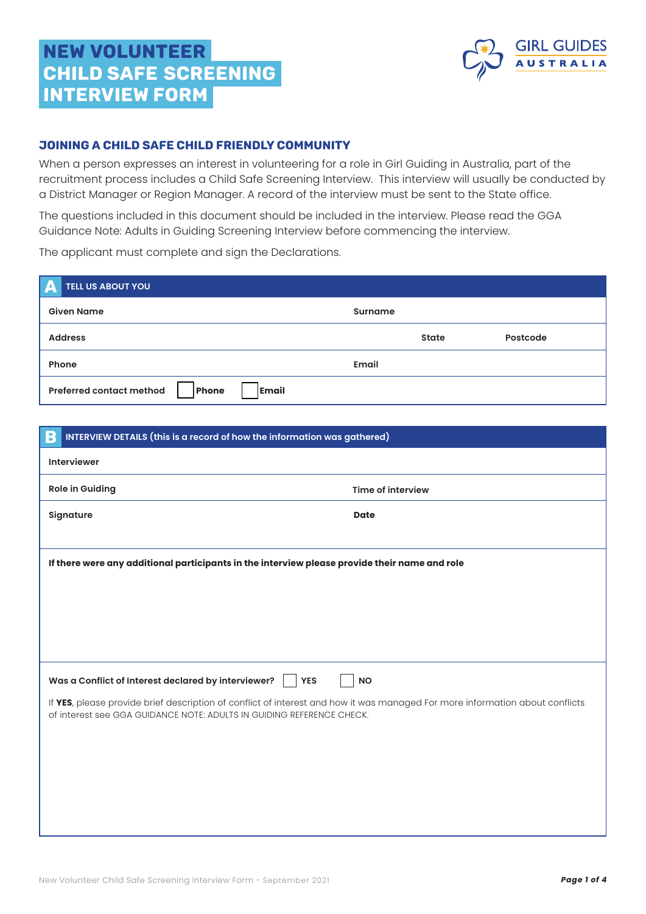# NEW VOLUNTEER CHILD SAFE SCREENING INTERVIEW FORM

GIRL GUIDES AUSTRALIA

## JOINING A CHILD SAFE CHILD FRIENDLY COMMUNITY

When a person expresses an interest in volunteering for a role in Girl Guiding in Australia, part of the recruitment process includes a Child Safe Screening Interview. This interview will usually be conducted by a District Manager or Region Manager. A record of the interview must be sent to the State office.

The questions included in this document should be included in the interview. Please read the GGA Guidance Note: Adults in Guiding Screening Interview before commencing the interview.

The applicant must complete and sign the Declarations.

## A TELL US ABOUT YOU

| Given Name | | Surname | |
|---|---|---|---|
| Address | | State | Postcode |
| Phone | | Email | |
| Preferred contact method | ☐ Phone ☐ Email | | |

## B INTERVIEW DETAILS (this is a record of how the information was gathered)

| Interviewer | | | |
|---|---|---|---|
| Role in Guiding | | Time of interview | |
| Signature | | Date | |

**If there were any additional participants in the interview please provide their name and role**

**Was a Conflict of Interest declared by interviewer?** ☐ YES ☐ NO

If **YES**, please provide brief description of conflict of interest and how it was managed For more information about conflicts of interest see GGA GUIDANCE NOTE: ADULTS IN GUIDING REFERENCE CHECK.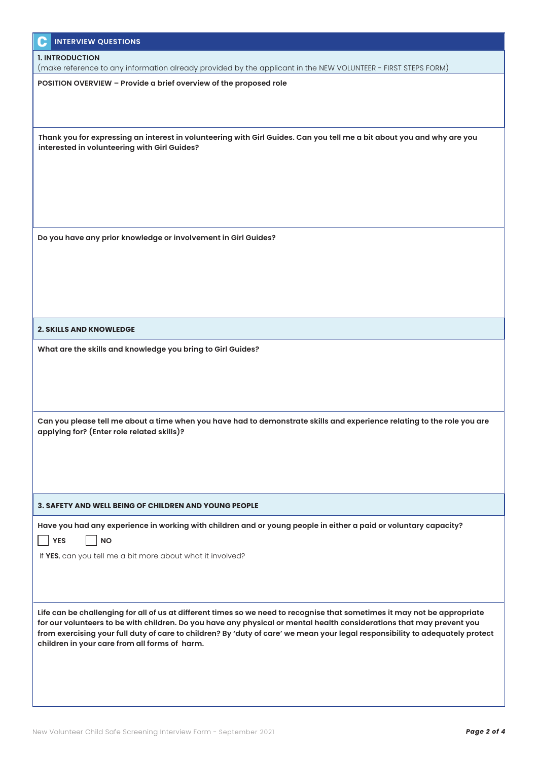## C INTERVIEW QUESTIONS

### 1. INTRODUCTION

(make reference to any information already provided by the applicant in the NEW VOLUNTEER - FIRST STEPS FORM)

**POSITION OVERVIEW – Provide a brief overview of the proposed role**

**Thank you for expressing an interest in volunteering with Girl Guides. Can you tell me a bit about you and why are you interested in volunteering with Girl Guides?**

**Do you have any prior knowledge or involvement in Girl Guides?**

### 2. SKILLS AND KNOWLEDGE

**What are the skills and knowledge you bring to Girl Guides?**

**Can you please tell me about a time when you have had to demonstrate skills and experience relating to the role you are applying for? (Enter role related skills)?**

### 3. SAFETY AND WELL BEING OF CHILDREN AND YOUNG PEOPLE

**Have you had any experience in working with children and or young people in either a paid or voluntary capacity?**

☐ **YES** ☐ **NO**

If **YES**, can you tell me a bit more about what it involved?

**Life can be challenging for all of us at different times so we need to recognise that sometimes it may not be appropriate for our volunteers to be with children. Do you have any physical or mental health considerations that may prevent you from exercising your full duty of care to children? By 'duty of care' we mean your legal responsibility to adequately protect children in your care from all forms of harm.**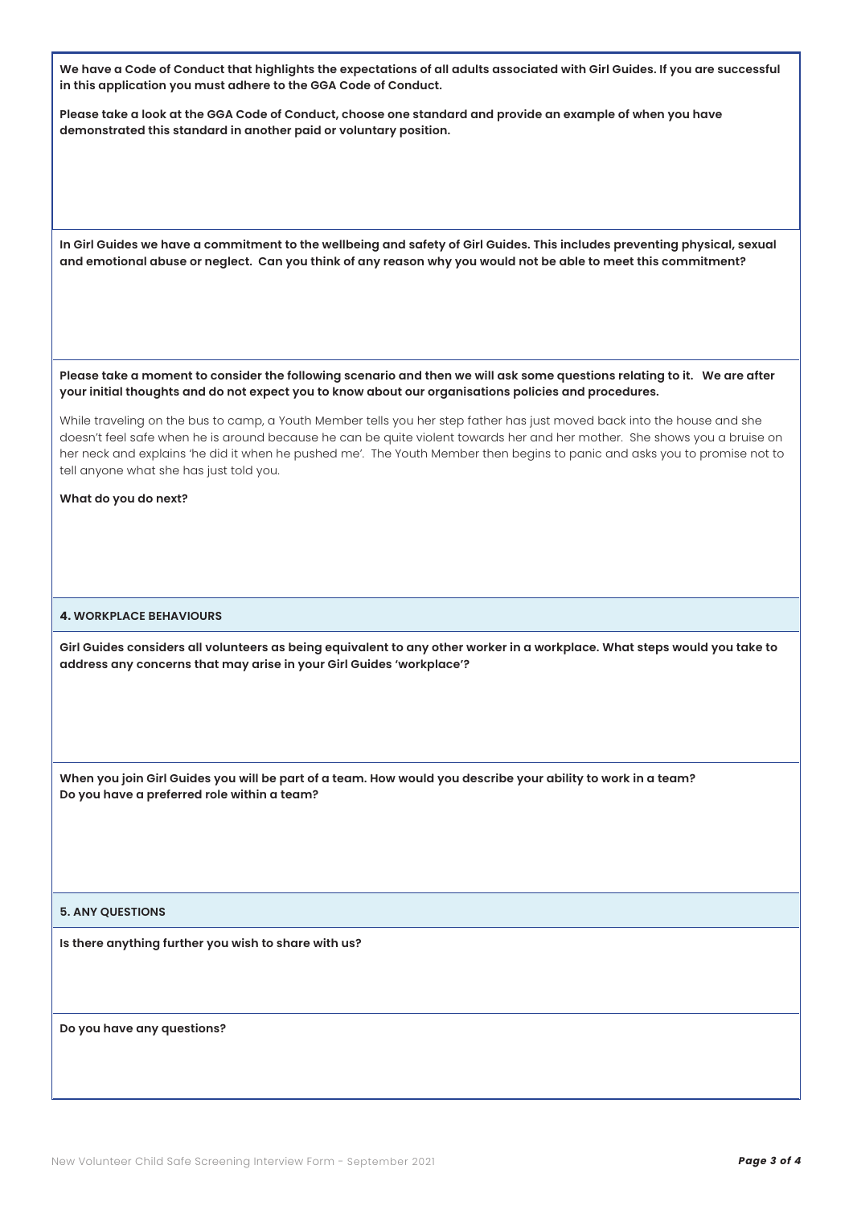**We have a Code of Conduct that highlights the expectations of all adults associated with Girl Guides. If you are successful in this application you must adhere to the GGA Code of Conduct.**

**Please take a look at the GGA Code of Conduct, choose one standard and provide an example of when you have demonstrated this standard in another paid or voluntary position.**

**In Girl Guides we have a commitment to the wellbeing and safety of Girl Guides. This includes preventing physical, sexual and emotional abuse or neglect. Can you think of any reason why you would not be able to meet this commitment?**

**Please take a moment to consider the following scenario and then we will ask some questions relating to it. We are after your initial thoughts and do not expect you to know about our organisations policies and procedures.**

While traveling on the bus to camp, a Youth Member tells you her step father has just moved back into the house and she doesn't feel safe when he is around because he can be quite violent towards her and her mother. She shows you a bruise on her neck and explains 'he did it when he pushed me'. The Youth Member then begins to panic and asks you to promise not to tell anyone what she has just told you.

**What do you do next?**

## 4. WORKPLACE BEHAVIOURS

**Girl Guides considers all volunteers as being equivalent to any other worker in a workplace. What steps would you take to address any concerns that may arise in your Girl Guides 'workplace'?**

**When you join Girl Guides you will be part of a team. How would you describe your ability to work in a team? Do you have a preferred role within a team?**

## 5. ANY QUESTIONS

**Is there anything further you wish to share with us?**

**Do you have any questions?**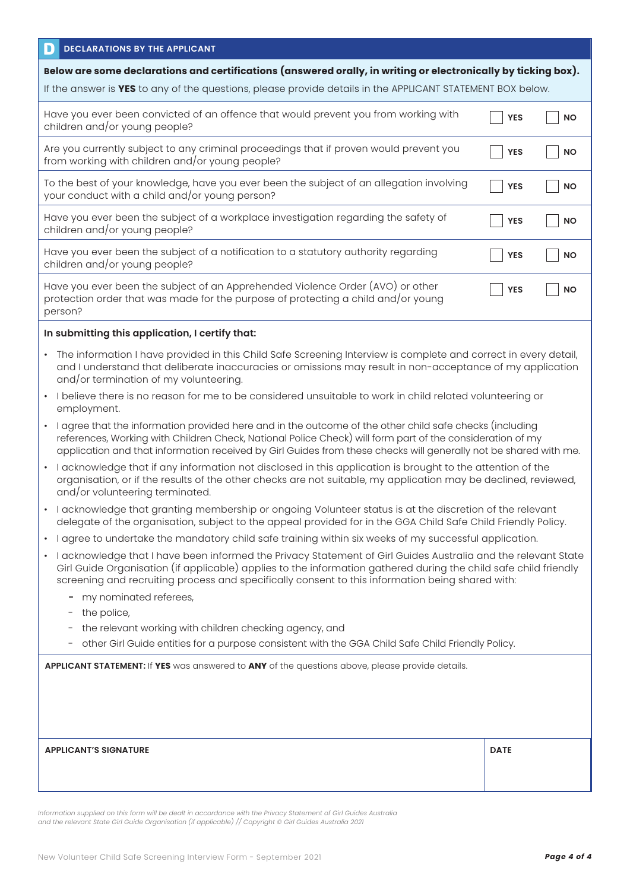## D DECLARATIONS BY THE APPLICANT

**Below are some declarations and certifications (answered orally, in writing or electronically by ticking box).**

If the answer is **YES** to any of the questions, please provide details in the APPLICANT STATEMENT BOX below.

| | | |
|---|---|---|
| Have you ever been convicted of an offence that would prevent you from working with children and/or young people? | ☐ **YES** | ☐ **NO** |
| Are you currently subject to any criminal proceedings that if proven would prevent you from working with children and/or young people? | ☐ **YES** | ☐ **NO** |
| To the best of your knowledge, have you ever been the subject of an allegation involving your conduct with a child and/or young person? | ☐ **YES** | ☐ **NO** |
| Have you ever been the subject of a workplace investigation regarding the safety of children and/or young people? | ☐ **YES** | ☐ **NO** |
| Have you ever been the subject of a notification to a statutory authority regarding children and/or young people? | ☐ **YES** | ☐ **NO** |
| Have you ever been the subject of an Apprehended Violence Order (AVO) or other protection order that was made for the purpose of protecting a child and/or young person? | ☐ **YES** | ☐ **NO** |

**In submitting this application, I certify that:**

- The information I have provided in this Child Safe Screening Interview is complete and correct in every detail, and I understand that deliberate inaccuracies or omissions may result in non-acceptance of my application and/or termination of my volunteering.
- I believe there is no reason for me to be considered unsuitable to work in child related volunteering or employment.
- I agree that the information provided here and in the outcome of the other child safe checks (including references, Working with Children Check, National Police Check) will form part of the consideration of my application and that information received by Girl Guides from these checks will generally not be shared with me.
- I acknowledge that if any information not disclosed in this application is brought to the attention of the organisation, or if the results of the other checks are not suitable, my application may be declined, reviewed, and/or volunteering terminated.
- I acknowledge that granting membership or ongoing Volunteer status is at the discretion of the relevant delegate of the organisation, subject to the appeal provided for in the GGA Child Safe Child Friendly Policy.
- I agree to undertake the mandatory child safe training within six weeks of my successful application.
- I acknowledge that I have been informed the Privacy Statement of Girl Guides Australia and the relevant State Girl Guide Organisation (if applicable) applies to the information gathered during the child safe child friendly screening and recruiting process and specifically consent to this information being shared with:
  - my nominated referees,
  - the police,
  - the relevant working with children checking agency, and
  - other Girl Guide entities for a purpose consistent with the GGA Child Safe Child Friendly Policy.

**APPLICANT STATEMENT:** If **YES** was answered to **ANY** of the questions above, please provide details.

| **APPLICANT'S SIGNATURE** | **DATE** |
|---|---|
| | |

*Information supplied on this form will be dealt in accordance with the Privacy Statement of Girl Guides Australia and the relevant State Girl Guide Organisation (if applicable) // Copyright © Girl Guides Australia 2021*